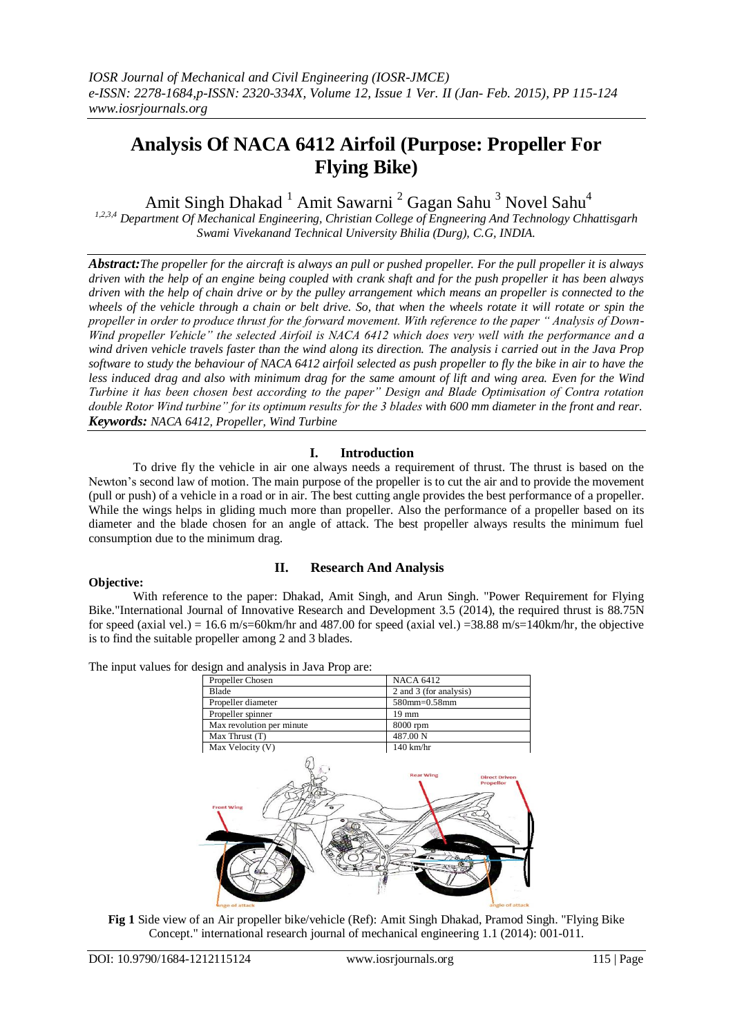# Analysis Of NACA 6412 Airfoil (Purpose: Propeller For Flying Bike)

Amit Singh Dhakad [1] Amit Sawarni [2] Gagan Sahu [3] Novel Sahu[4]

[1,2,3,4] *Department Of Mechanical Engineering, Christian College of Engneering And Technology Chhattisgarh Swami Vivekanand Technical University Bhilia (Durg), C.G, INDIA.*

***Abstract:*** *The propeller for the aircraft is always an pull or pushed propeller. For the pull propeller it is always driven with the help of an engine being coupled with crank shaft and for the push propeller it has been always driven with the help of chain drive or by the pulley arrangement which means an propeller is connected to the wheels of the vehicle through a chain or belt drive. So, that when the wheels rotate it will rotate or spin the propeller in order to produce thrust for the forward movement. With reference to the paper " Analysis of Down-Wind propeller Vehicle" the selected Airfoil is NACA 6412 which does very well with the performance and a wind driven vehicle travels faster than the wind along its direction. The analysis i carried out in the Java Prop software to study the behaviour of NACA 6412 airfoil selected as push propeller to fly the bike in air to have the less induced drag and also with minimum drag for the same amount of lift and wing area. Even for the Wind Turbine it has been chosen best according to the paper" Design and Blade Optimisation of Contra rotation double Rotor Wind turbine" for its optimum results for the 3 blades with 600 mm diameter in the front and rear.*

***Keywords:*** *NACA 6412, Propeller, Wind Turbine*

## I. Introduction

To drive fly the vehicle in air one always needs a requirement of thrust. The thrust is based on the Newton's second law of motion. The main purpose of the propeller is to cut the air and to provide the movement (pull or push) of a vehicle in a road or in air. The best cutting angle provides the best performance of a propeller. While the wings helps in gliding much more than propeller. Also the performance of a propeller based on its diameter and the blade chosen for an angle of attack. The best propeller always results the minimum fuel consumption due to the minimum drag.

## II. Research And Analysis

**Objective:**

With reference to the paper: Dhakad, Amit Singh, and Arun Singh. "Power Requirement for Flying Bike."International Journal of Innovative Research and Development 3.5 (2014), the required thrust is 88.75N for speed (axial vel.) = 16.6 m/s=60km/hr and 487.00 for speed (axial vel.) =38.88 m/s=140km/hr, the objective is to find the suitable propeller among 2 and 3 blades.

The input values for design and analysis in Java Prop are:

| Propeller Chosen | NACA 6412 |
|---|---|
| Blade | 2 and 3 (for analysis) |
| Propeller diameter | 580mm=0.58mm |
| Propeller spinner | 19 mm |
| Max revolution per minute | 8000 rpm |
| Max Thrust (T) | 487.00 N |
| Max Velocity (V) | 140 km/hr |

**Fig 1** Side view of an Air propeller bike/vehicle (Ref): Amit Singh Dhakad, Pramod Singh. "Flying Bike Concept." international research journal of mechanical engineering 1.1 (2014): 001-011.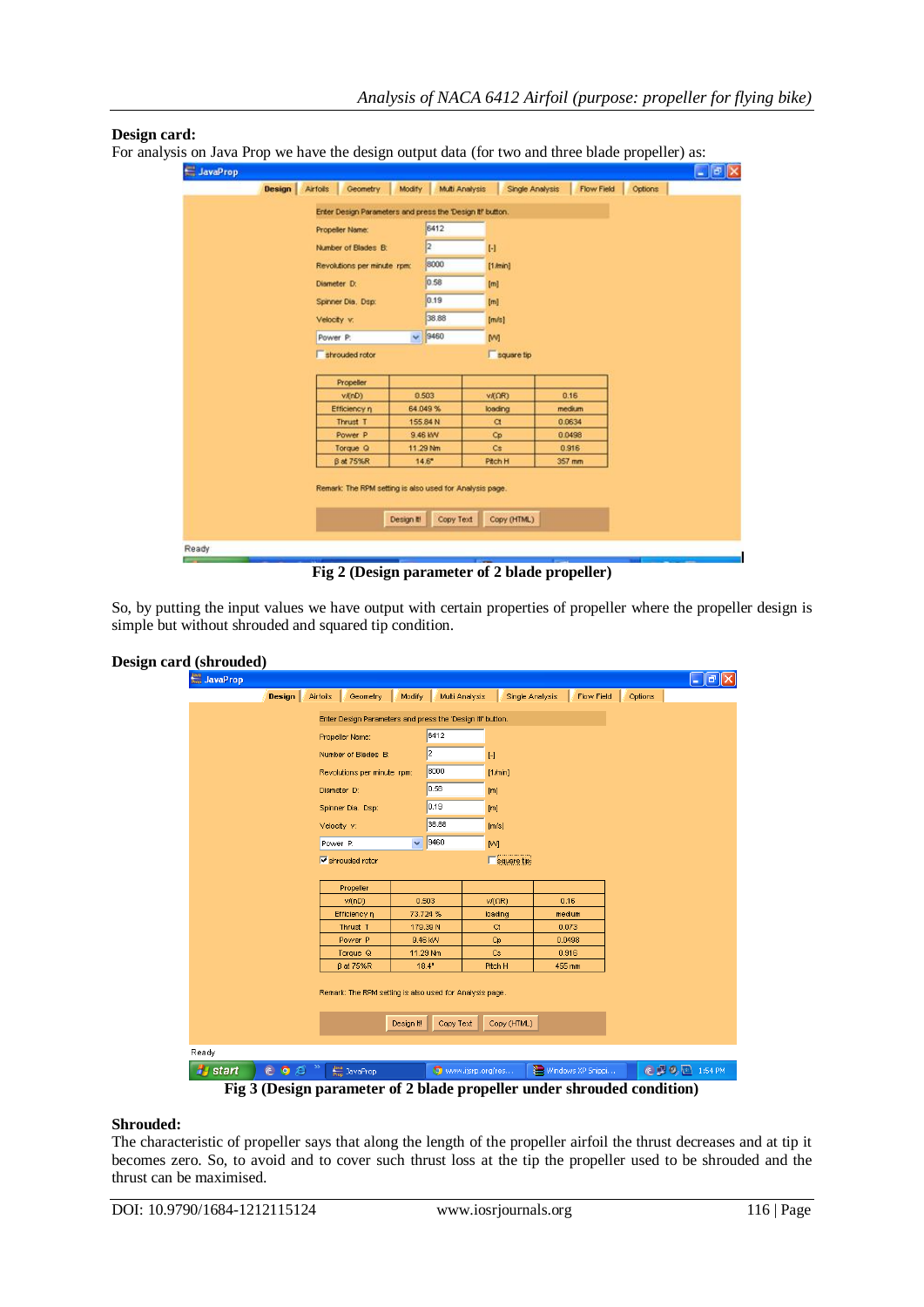**Design card:**

For analysis on Java Prop we have the design output data (for two and three blade propeller) as:

Fig 2 (Design parameter of 2 blade propeller)

So, by putting the input values we have output with certain properties of propeller where the propeller design is simple but without shrouded and squared tip condition.

**Design card (shrouded)**

Fig 3 (Design parameter of 2 blade propeller under shrouded condition)

**Shrouded:**

The characteristic of propeller says that along the length of the propeller airfoil the thrust decreases and at tip it becomes zero. So, to avoid and to cover such thrust loss at the tip the propeller used to be shrouded and the thrust can be maximised.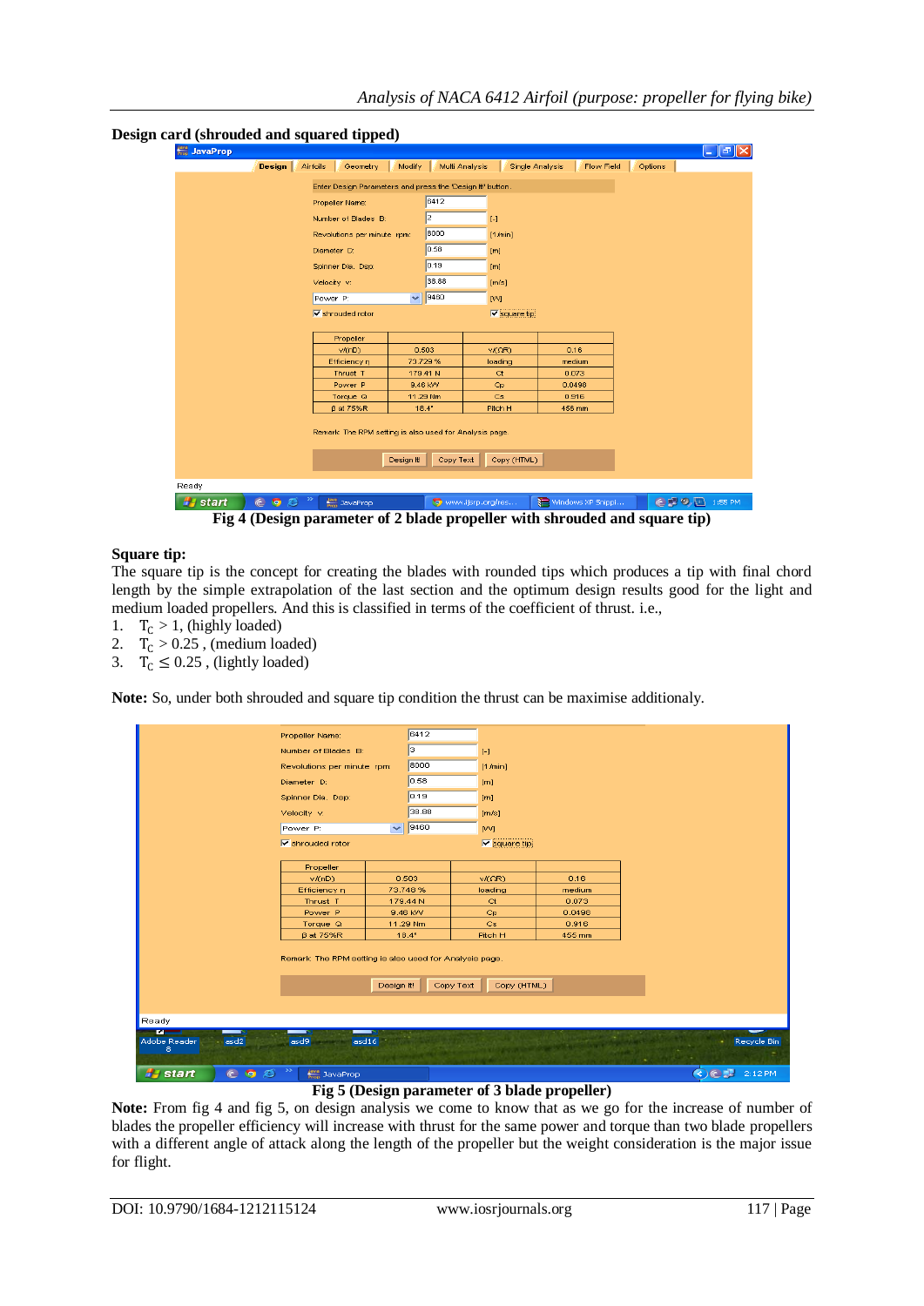**Design card (shrouded and squared tipped)**

Fig 4 (Design parameter of 2 blade propeller with shrouded and square tip)

**Square tip:**

The square tip is the concept for creating the blades with rounded tips which produces a tip with final chord length by the simple extrapolation of the last section and the optimum design results good for the light and medium loaded propellers. And this is classified in terms of the coefficient of thrust. i.e.,

1. $T_C > 1$, (highly loaded)
2. $T_C > 0.25$ , (medium loaded)
3. $T_C \leq 0.25$ , (lightly loaded)

**Note:** So, under both shrouded and square tip condition the thrust can be maximise additionaly.

Fig 5 (Design parameter of 3 blade propeller)

**Note:** From fig 4 and fig 5, on design analysis we come to know that as we go for the increase of number of blades the propeller efficiency will increase with thrust for the same power and torque than two blade propellers with a different angle of attack along the length of the propeller but the weight consideration is the major issue for flight.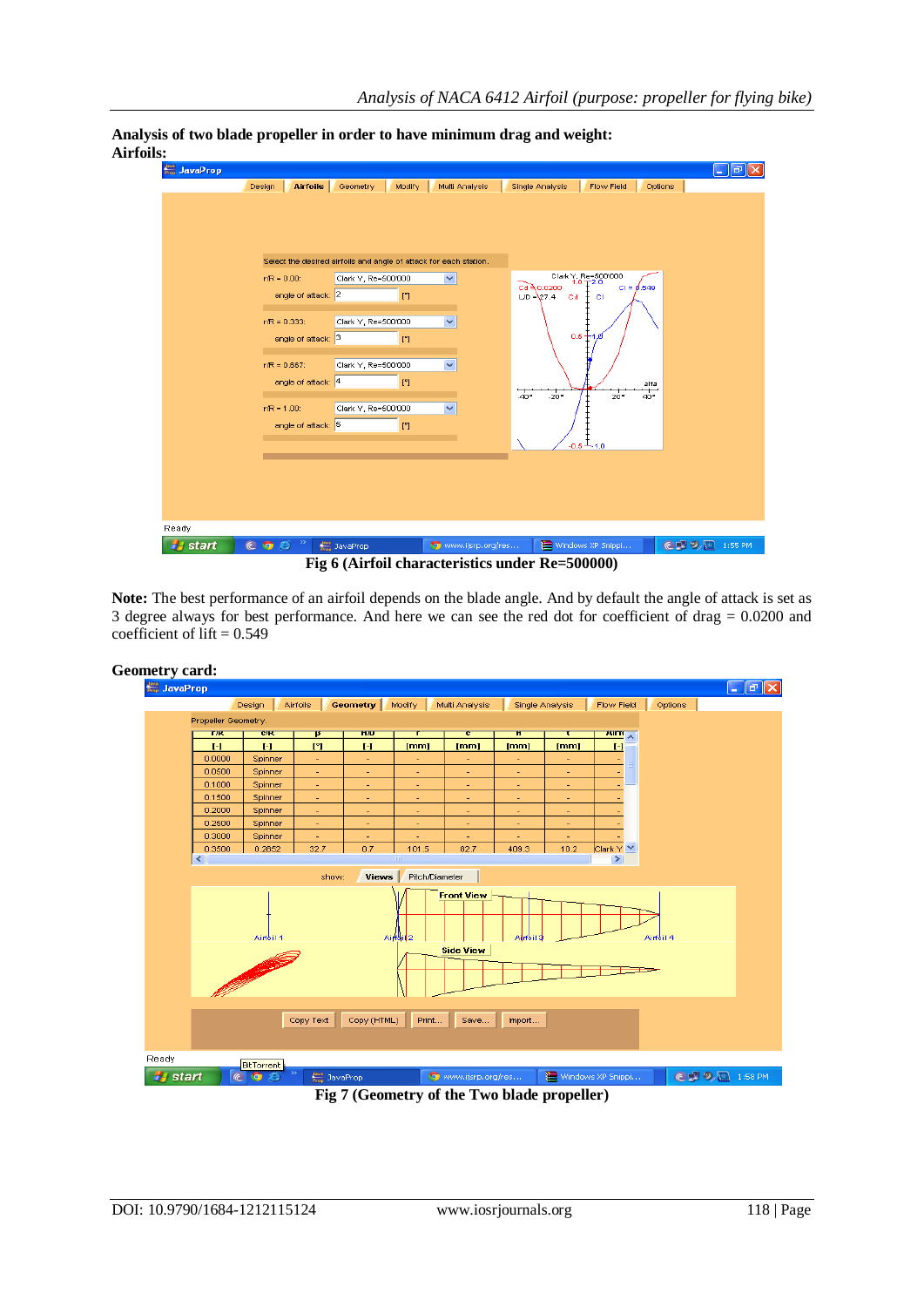**Analysis of two blade propeller in order to have minimum drag and weight:**

**Airfoils:**

Fig 6 (Airfoil characteristics under Re=500000)

**Note:** The best performance of an airfoil depends on the blade angle. And by default the angle of attack is set as 3 degree always for best performance. And here we can see the red dot for coefficient of drag = 0.0200 and coefficient of lift = 0.549

**Geometry card:**

Fig 7 (Geometry of the Two blade propeller)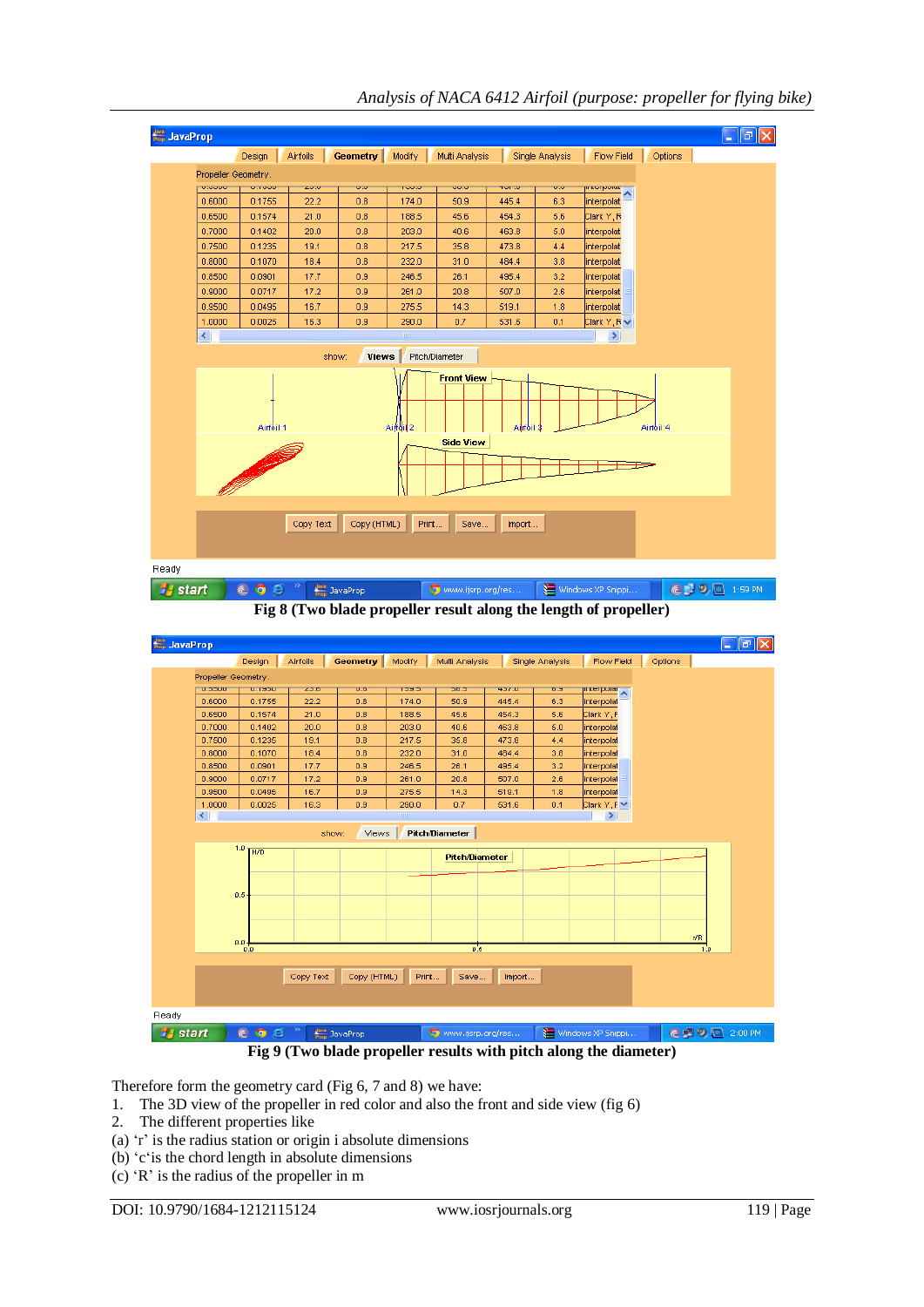Fig 8 (Two blade propeller result along the length of propeller)

Fig 9 (Two blade propeller results with pitch along the diameter)

Therefore form the geometry card (Fig 6, 7 and 8) we have:

1. The 3D view of the propeller in red color and also the front and side view (fig 6)
2. The different properties like

(a) 'r' is the radius station or origin i absolute dimensions

(b) 'c'is the chord length in absolute dimensions

(c) 'R' is the radius of the propeller in m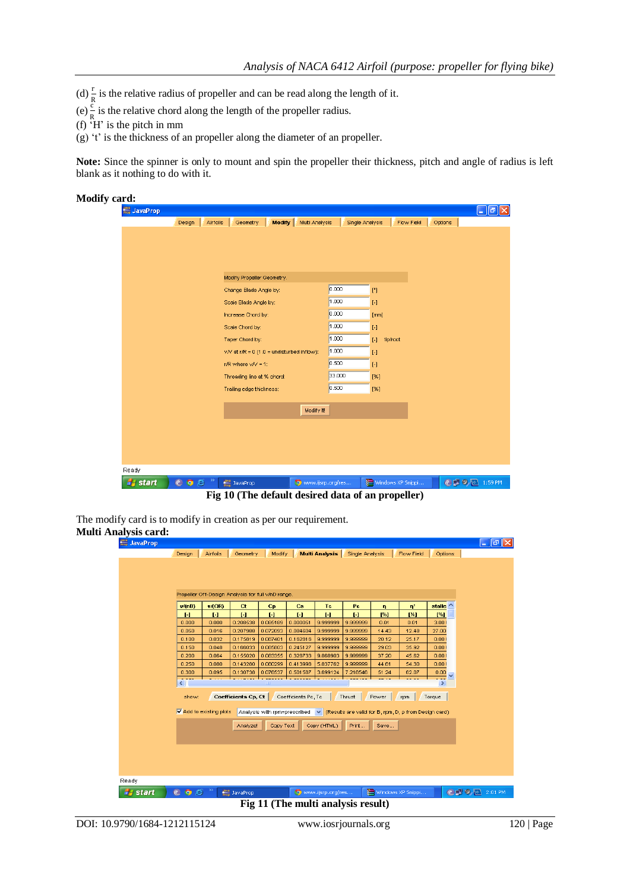(d) $\frac{r}{R}$ is the relative radius of propeller and can be read along the length of it.
(e) $\frac{c}{R}$ is the relative chord along the length of the propeller radius.
(f) 'H' is the pitch in mm
(g) 't' is the thickness of an propeller along the diameter of an propeller.

**Note:** Since the spinner is only to mount and spin the propeller their thickness, pitch and angle of radius is left blank as it nothing to do with it.

**Modify card:**

Fig 10 (The default desired data of an propeller)

The modify card is to modify in creation as per our requirement.

**Multi Analysis card:**

Fig 11 (The multi analysis result)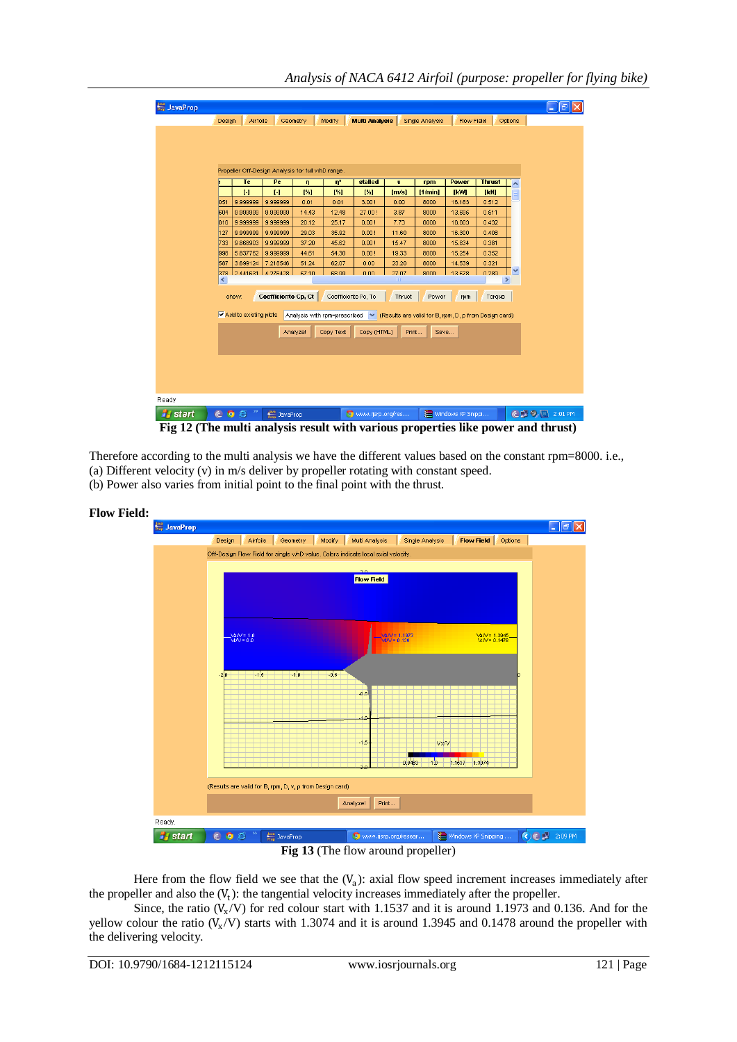Fig 12 (The multi analysis result with various properties like power and thrust)

Therefore according to the multi analysis we have the different values based on the constant rpm=8000. i.e.,
(a) Different velocity (v) in m/s deliver by propeller rotating with constant speed.
(b) Power also varies from initial point to the final point with the thrust.

**Flow Field:**

Fig 13 (The flow around propeller)

Here from the flow field we see that the ($V_a$): axial flow speed increment increases immediately after the propeller and also the ($V_t$): the tangential velocity increases immediately after the propeller.

Since, the ratio ($V_x/V$) for red colour start with 1.1537 and it is around 1.1973 and 0.136. And for the yellow colour the ratio ($V_x/V$) starts with 1.3074 and it is around 1.3945 and 0.1478 around the propeller with the delivering velocity.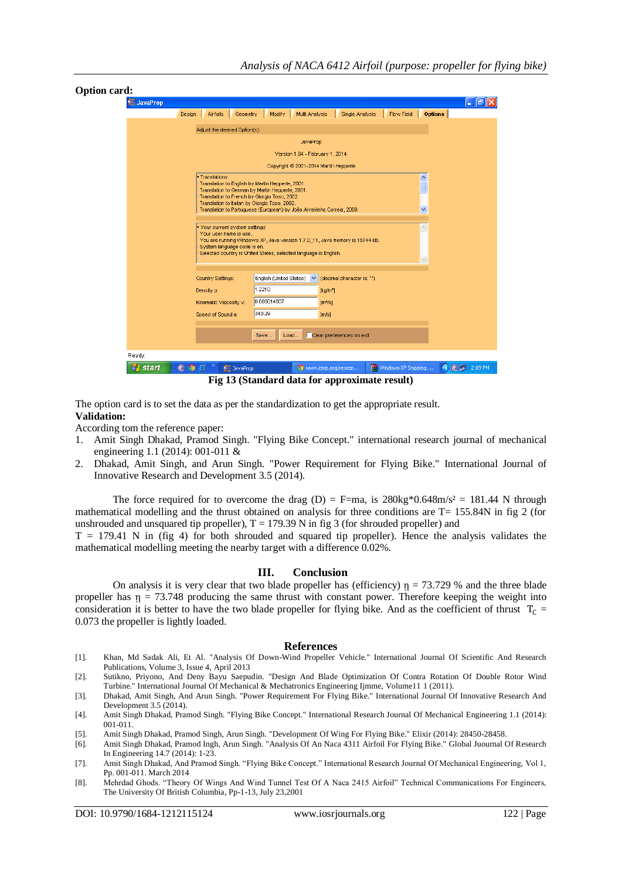**Option card:**

Fig 13 (Standard data for approximate result)

The option card is to set the data as per the standardization to get the appropriate result.

**Validation:**

According tom the reference paper:

1. Amit Singh Dhakad, Pramod Singh. "Flying Bike Concept." international research journal of mechanical engineering 1.1 (2014): 001-011 &
2. Dhakad, Amit Singh, and Arun Singh. "Power Requirement for Flying Bike." International Journal of Innovative Research and Development 3.5 (2014).

The force required for to overcome the drag (D) = F=ma, is $280kg*0.648m/s^2 = 181.44$ N through mathematical modelling and the thrust obtained on analysis for three conditions are T= 155.84N in fig 2 (for unshrouded and unsquared tip propeller), T = 179.39 N in fig 3 (for shrouded propeller) and T = 179.41 N in (fig 4) for both shrouded and squared tip propeller). Hence the analysis validates the mathematical modelling meeting the nearby target with a difference 0.02%.

## III. Conclusion

On analysis it is very clear that two blade propeller has (efficiency) $\eta$ = 73.729 % and the three blade propeller has $\eta$ = 73.748 producing the same thrust with constant power. Therefore keeping the weight into consideration it is better to have the two blade propeller for flying bike. And as the coefficient of thrust $T_C$ = 0.073 the propeller is lightly loaded.

## References

[1]. Khan, Md Sadak Ali, Et Al. "Analysis Of Down-Wind Propeller Vehicle." International Journal Of Scientific And Research Publications, Volume 3, Issue 4, April 2013

[2]. Sutikno, Priyono, And Deny Bayu Saepudin. "Design And Blade Optimization Of Contra Rotation Of Double Rotor Wind Turbine." International Journal Of Mechanical & Mechatronics Engineering Ijmme, Volume11 1 (2011).

[3]. Dhakad, Amit Singh, And Arun Singh. "Power Requirement For Flying Bike." International Journal Of Innovative Research And Development 3.5 (2014).

[4]. Amit Singh Dhakad, Pramod Singh. "Flying Bike Concept." International Research Journal Of Mechanical Engineering 1.1 (2014): 001-011.

[5]. Amit Singh Dhakad, Pramod Singh, Arun Singh. "Development Of Wing For Flying Bike." Elixir (2014): 28450-28458.

[6]. Amit Singh Dhakad, Pramod Ingh, Arun Singh. "Analysis Of An Naca 4311 Airfoil For Flying Bike." Global Juournal Of Research In Engineering 14.7 (2014): 1-23.

[7]. Amit Singh Dhakad, And Pramod Singh. "Flying Bike Concept." International Research Journal Of Mechanical Engineering, Vol 1, Pp. 001-011. March 2014

[8]. Mehrdad Ghods. "Theory Of Wings And Wind Tunnel Test Of A Naca 2415 Airfoil" Technical Communications For Engineers, The University Of British Columbia, Pp-1-13, July 23,2001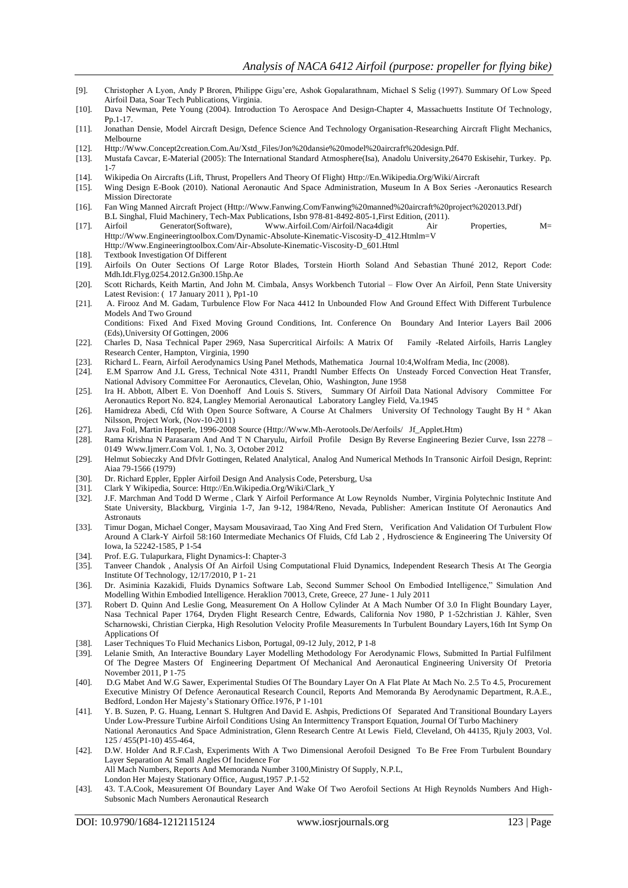[9]. Christopher A Lyon, Andy P Broren, Philippe Gigu'ere, Ashok Gopalarathnam, Michael S Selig (1997). Summary Of Low Speed Airfoil Data, Soar Tech Publications, Virginia.

[10]. Dava Newman, Pete Young (2004). Introduction To Aerospace And Design-Chapter 4, Massachuetts Institute Of Technology, Pp.1-17.

[11]. Jonathan Densie, Model Aircraft Design, Defence Science And Technology Organisation-Researching Aircraft Flight Mechanics, Melbourne

[12]. Http://Www.Concept2creation.Com.Au/Xstd_Files/Jon%20dansie%20model%20aircraft%20design.Pdf.

[13]. Mustafa Cavcar, E-Material (2005): The International Standard Atmosphere(Isa), Anadolu University,26470 Eskisehir, Turkey. Pp. 1-7

[14]. Wikipedia On Aircrafts (Lift, Thrust, Propellers And Theory Of Flight) Http://En.Wikipedia.Org/Wiki/Aircraft

[15]. Wing Design E-Book (2010). National Aeronautic And Space Administration, Museum In A Box Series -Aeronautics Research Mission Directorate

[16]. Fan Wing Manned Aircraft Project (Http://Www.Fanwing.Com/Fanwing%20manned%20aircraft%20project%202013.Pdf) B.L Singhal, Fluid Machinery, Tech-Max Publications, Isbn 978-81-8492-805-1,First Edition, (2011).

[17]. Airfoil Generator(Software), Www.Airfoil.Com/Airfoil/Naca4digit Air Properties, M= Http://Www.Engineeringtoolbox.Com/Dynamic-Absolute-Kinematic-Viscosity-D_412.Htmlm=V Http://Www.Engineeringtoolbox.Com/Air-Absolute-Kinematic-Viscosity-D_601.Html

[18]. Textbook Investigation Of Different

[19]. Airfoils On Outer Sections Of Large Rotor Blades, Torstein Hiorth Soland And Sebastian Thuné 2012, Report Code: Mdh.Idt.Flyg.0254.2012.Gn300.15hp.Ae

[20]. Scott Richards, Keith Martin, And John M. Cimbala, Ansys Workbench Tutorial – Flow Over An Airfoil, Penn State University Latest Revision: ( 17 January 2011 ), Pp1-10

[21]. A. Firooz And M. Gadam, Turbulence Flow For Naca 4412 In Unbounded Flow And Ground Effect With Different Turbulence Models And Two Ground Conditions: Fixed And Fixed Moving Ground Conditions, Int. Conference On Boundary And Interior Layers Bail 2006 (Eds),University Of Gottingen, 2006

[22]. Charles D, Nasa Technical Paper 2969, Nasa Supercritical Airfoils: A Matrix Of Family -Related Airfoils, Harris Langley Research Center, Hampton, Virginia, 1990

[23]. Richard L. Fearn, Airfoil Aerodynamics Using Panel Methods, Mathematica Journal 10:4,Wolfram Media, Inc (2008).

[24]. E.M Sparrow And J.L Gress, Technical Note 4311, Prandtl Number Effects On Unsteady Forced Convection Heat Transfer, National Advisory Committee For Aeronautics, Clevelan, Ohio, Washington, June 1958

[25]. Ira H. Abbott, Albert E. Von Doenhoff And Louis S. Stivers, Summary Of Airfoil Data National Advisory Committee For Aeronautics Report No. 824, Langley Memorial Aeronautical Laboratory Langley Field, Va.1945

[26]. Hamidreza Abedi, Cfd With Open Source Software, A Course At Chalmers University Of Technology Taught By H ° Akan Nilsson, Project Work, (Nov-10-2011)

[27]. Java Foil, Martin Hepperle, 1996-2008 Source (Http://Www.Mh-Aerotools.De/Aerfoils/ Jf_Applet.Htm)

[28]. Rama Krishna N Parasaram And And T N Charyulu, Airfoil Profile Design By Reverse Engineering Bezier Curve, Issn 2278 – 0149 Www.Ijmerr.Com Vol. 1, No. 3, October 2012

[29]. Helmut Sobieczky And Dfvlr Gottingen, Related Analytical, Analog And Numerical Methods In Transonic Airfoil Design, Reprint: Aiaa 79-1566 (1979)

[30]. Dr. Richard Eppler, Eppler Airfoil Design And Analysis Code, Petersburg, Usa

[31]. Clark Y Wikipedia, Source: Http://En.Wikipedia.Org/Wiki/Clark_Y

[32]. J.F. Marchman And Todd D Werme , Clark Y Airfoil Performance At Low Reynolds Number, Virginia Polytechnic Institute And State University, Blackburg, Virginia 1-7, Jan 9-12, 1984/Reno, Nevada, Publisher: American Institute Of Aeronautics And Astronauts

[33]. Timur Dogan, Michael Conger, Maysam Mousaviraad, Tao Xing And Fred Stern, Verification And Validation Of Turbulent Flow Around A Clark-Y Airfoil 58:160 Intermediate Mechanics Of Fluids, Cfd Lab 2 , Hydroscience & Engineering The University Of Iowa, Ia 52242-1585, P 1-54

[34]. Prof. E.G. Tulapurkara, Flight Dynamics-I: Chapter-3

[35]. Tanveer Chandok , Analysis Of An Airfoil Using Computational Fluid Dynamics, Independent Research Thesis At The Georgia Institute Of Technology, 12/17/2010, P 1- 21

[36]. Dr. Asiminia Kazakidi, Fluids Dynamics Software Lab, Second Summer School On Embodied Intelligence," Simulation And Modelling Within Embodied Intelligence. Heraklion 70013, Crete, Greece, 27 June- 1 July 2011

[37]. Robert D. Quinn And Leslie Gong, Measurement On A Hollow Cylinder At A Mach Number Of 3.0 In Flight Boundary Layer, Nasa Technical Paper 1764, Dryden Flight Research Centre, Edwards, California Nov 1980, P 1-52christian J. Kähler, Sven Scharnowski, Christian Cierpka, High Resolution Velocity Profile Measurements In Turbulent Boundary Layers,16th Int Symp On Applications Of

[38]. Laser Techniques To Fluid Mechanics Lisbon, Portugal, 09-12 July, 2012, P 1-8

[39]. Lelanie Smith, An Interactive Boundary Layer Modelling Methodology For Aerodynamic Flows, Submitted In Partial Fulfilment Of The Degree Masters Of Engineering Department Of Mechanical And Aeronautical Engineering University Of Pretoria November 2011, P 1-75

[40]. D.G Mabet And W.G Sawer, Experimental Studies Of The Boundary Layer On A Flat Plate At Mach No. 2.5 To 4.5, Procurement Executive Ministry Of Defence Aeronautical Research Council, Reports And Memoranda By Aerodynamic Department, R.A.E., Bedford, London Her Majesty's Stationary Office.1976, P 1-101

[41]. Y. B. Suzen, P. G. Huang, Lennart S. Hultgren And David E. Ashpis, Predictions Of Separated And Transitional Boundary Layers Under Low-Pressure Turbine Airfoil Conditions Using An Intermittency Transport Equation, Journal Of Turbo Machinery National Aeronautics And Space Administration, Glenn Research Centre At Lewis Field, Cleveland, Oh 44135, Rjuly 2003, Vol. 125 / 455(P1-10) 455-464,

[42]. D.W. Holder And R.F.Cash, Experiments With A Two Dimensional Aerofoil Designed To Be Free From Turbulent Boundary Layer Separation At Small Angles Of Incidence For All Mach Numbers, Reports And Memoranda Number 3100,Ministry Of Supply, N.P.L, London Her Majesty Stationary Office, August,1957 .P.1-52

[43]. 43. T.A.Cook, Measurement Of Boundary Layer And Wake Of Two Aerofoil Sections At High Reynolds Numbers And High-Subsonic Mach Numbers Aeronautical Research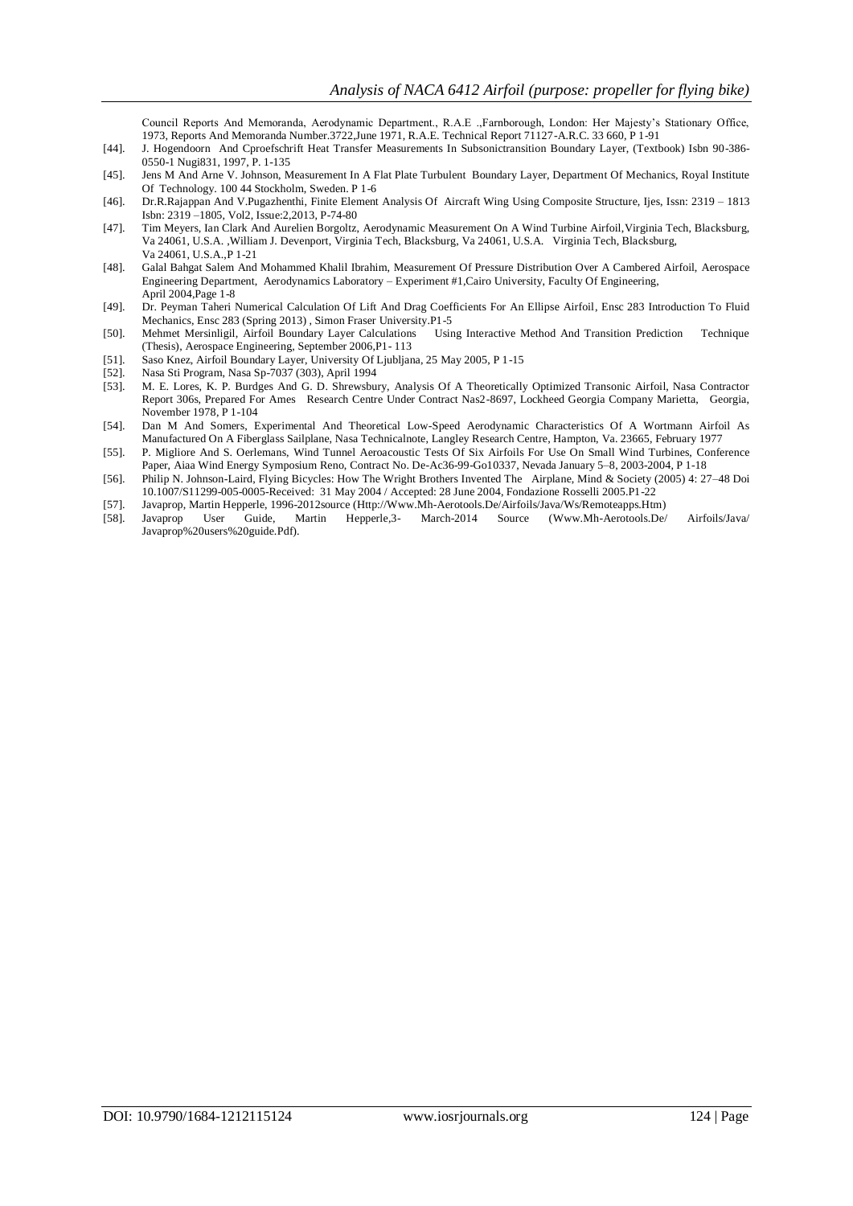Council Reports And Memoranda, Aerodynamic Department., R.A.E .,Farnborough, London: Her Majesty's Stationary Office, 1973, Reports And Memoranda Number.3722,June 1971, R.A.E. Technical Report 71127-A.R.C. 33 660, P 1-91

[44]. J. Hogendoorn And Cproefschrift Heat Transfer Measurements In Subsonictransition Boundary Layer, (Textbook) Isbn 90-386-0550-1 Nugi831, 1997, P. 1-135

[45]. Jens M And Arne V. Johnson, Measurement In A Flat Plate Turbulent Boundary Layer, Department Of Mechanics, Royal Institute Of Technology. 100 44 Stockholm, Sweden. P 1-6

[46]. Dr.R.Rajappan And V.Pugazhenthi, Finite Element Analysis Of Aircraft Wing Using Composite Structure, Ijes, Issn: 2319 – 1813 Isbn: 2319 –1805, Vol2, Issue:2,2013, P-74-80

[47]. Tim Meyers, Ian Clark And Aurelien Borgoltz, Aerodynamic Measurement On A Wind Turbine Airfoil,Virginia Tech, Blacksburg, Va 24061, U.S.A. ,William J. Devenport, Virginia Tech, Blacksburg, Va 24061, U.S.A. Virginia Tech, Blacksburg, Va 24061, U.S.A.,P 1-21

[48]. Galal Bahgat Salem And Mohammed Khalil Ibrahim, Measurement Of Pressure Distribution Over A Cambered Airfoil, Aerospace Engineering Department, Aerodynamics Laboratory – Experiment #1,Cairo University, Faculty Of Engineering, April 2004,Page 1-8

[49]. Dr. Peyman Taheri Numerical Calculation Of Lift And Drag Coefficients For An Ellipse Airfoil, Ensc 283 Introduction To Fluid Mechanics, Ensc 283 (Spring 2013) , Simon Fraser University.P1-5

[50]. Mehmet Mersinligil, Airfoil Boundary Layer Calculations Using Interactive Method And Transition Prediction Technique (Thesis), Aerospace Engineering, September 2006,P1- 113

[51]. Saso Knez, Airfoil Boundary Layer, University Of Ljubljana, 25 May 2005, P 1-15

[52]. Nasa Sti Program, Nasa Sp-7037 (303), April 1994

[53]. M. E. Lores, K. P. Burdges And G. D. Shrewsbury, Analysis Of A Theoretically Optimized Transonic Airfoil, Nasa Contractor Report 306s, Prepared For Ames Research Centre Under Contract Nas2-8697, Lockheed Georgia Company Marietta, Georgia, November 1978, P 1-104

[54]. Dan M And Somers, Experimental And Theoretical Low-Speed Aerodynamic Characteristics Of A Wortmann Airfoil As Manufactured On A Fiberglass Sailplane, Nasa Technicalnote, Langley Research Centre, Hampton, Va. 23665, February 1977

[55]. P. Migliore And S. Oerlemans, Wind Tunnel Aeroacoustic Tests Of Six Airfoils For Use On Small Wind Turbines, Conference Paper, Aiaa Wind Energy Symposium Reno, Contract No. De-Ac36-99-Go10337, Nevada January 5–8, 2003-2004, P 1-18

[56]. Philip N. Johnson-Laird, Flying Bicycles: How The Wright Brothers Invented The Airplane, Mind & Society (2005) 4: 27–48 Doi 10.1007/S11299-005-0005-Received: 31 May 2004 / Accepted: 28 June 2004, Fondazione Rosselli 2005.P1-22

[57]. Javaprop, Martin Hepperle, 1996-2012source (Http://Www.Mh-Aerotools.De/Airfoils/Java/Ws/Remoteapps.Htm)

[58]. Javaprop User Guide, Martin Hepperle,3- March-2014 Source (Www.Mh-Aerotools.De/ Airfoils/Java/ Javaprop%20users%20guide.Pdf).